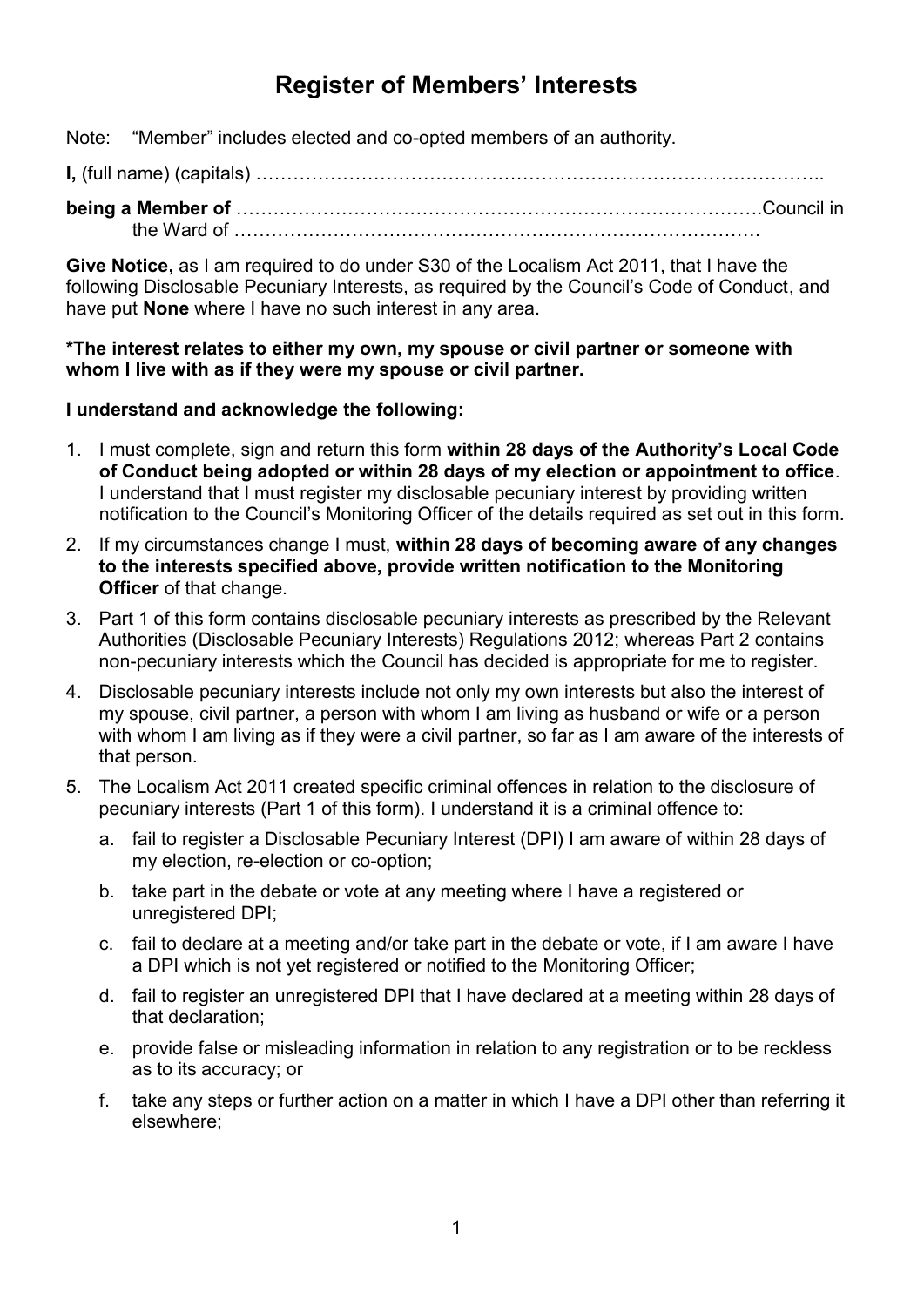# Register of Members' Interests

Note: "Member" includes elected and co-opted members of an authority.

**I,** (full name) (capitals) ……………………………………………………………………………..

**being a Member of** ……………………………………………………………………….Council in the Ward of ………………………………………………………………………….

**Give Notice,** as I am required to do under S30 of the Localism Act 2011, that I have the following Disclosable Pecuniary Interests, as required by the Council's Code of Conduct, and have put **None** where I have no such interest in any area.

**\*The interest relates to either my own, my spouse or civil partner or someone with whom I live with as if they were my spouse or civil partner.**

**I understand and acknowledge the following:**

1. I must complete, sign and return this form **within 28 days of the Authority's Local Code of Conduct being adopted or within 28 days of my election or appointment to office**. I understand that I must register my disclosable pecuniary interest by providing written notification to the Council's Monitoring Officer of the details required as set out in this form.
2. If my circumstances change I must, **within 28 days of becoming aware of any changes to the interests specified above, provide written notification to the Monitoring Officer** of that change.
3. Part 1 of this form contains disclosable pecuniary interests as prescribed by the Relevant Authorities (Disclosable Pecuniary Interests) Regulations 2012; whereas Part 2 contains non-pecuniary interests which the Council has decided is appropriate for me to register.
4. Disclosable pecuniary interests include not only my own interests but also the interest of my spouse, civil partner, a person with whom I am living as husband or wife or a person with whom I am living as if they were a civil partner, so far as I am aware of the interests of that person.
5. The Localism Act 2011 created specific criminal offences in relation to the disclosure of pecuniary interests (Part 1 of this form). I understand it is a criminal offence to:
   a. fail to register a Disclosable Pecuniary Interest (DPI) I am aware of within 28 days of my election, re-election or co-option;
   b. take part in the debate or vote at any meeting where I have a registered or unregistered DPI;
   c. fail to declare at a meeting and/or take part in the debate or vote, if I am aware I have a DPI which is not yet registered or notified to the Monitoring Officer;
   d. fail to register an unregistered DPI that I have declared at a meeting within 28 days of that declaration;
   e. provide false or misleading information in relation to any registration or to be reckless as to its accuracy; or
   f. take any steps or further action on a matter in which I have a DPI other than referring it elsewhere;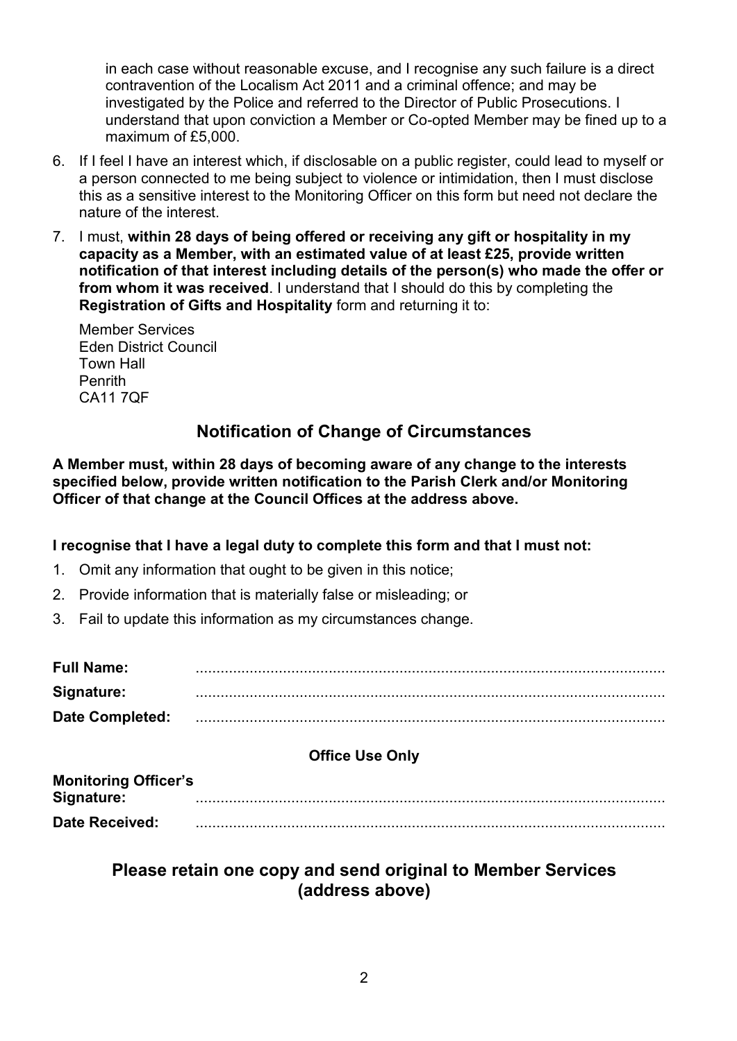in each case without reasonable excuse, and I recognise any such failure is a direct contravention of the Localism Act 2011 and a criminal offence; and may be investigated by the Police and referred to the Director of Public Prosecutions. I understand that upon conviction a Member or Co-opted Member may be fined up to a maximum of £5,000.

6. If I feel I have an interest which, if disclosable on a public register, could lead to myself or a person connected to me being subject to violence or intimidation, then I must disclose this as a sensitive interest to the Monitoring Officer on this form but need not declare the nature of the interest.
7. I must, **within 28 days of being offered or receiving any gift or hospitality in my capacity as a Member, with an estimated value of at least £25, provide written notification of that interest including details of the person(s) who made the offer or from whom it was received**. I understand that I should do this by completing the **Registration of Gifts and Hospitality** form and returning it to:

   Member Services
   Eden District Council
   Town Hall
   Penrith
   CA11 7QF

## Notification of Change of Circumstances

**A Member must, within 28 days of becoming aware of any change to the interests specified below, provide written notification to the Parish Clerk and/or Monitoring Officer of that change at the Council Offices at the address above.**

**I recognise that I have a legal duty to complete this form and that I must not:**

1. Omit any information that ought to be given in this notice;
2. Provide information that is materially false or misleading; or
3. Fail to update this information as my circumstances change.

**Full Name:** ................................................................................................

**Signature:** ................................................................................................

**Date Completed:** ................................................................................................

**Office Use Only**

**Monitoring Officer's Signature:** ................................................................................................

**Date Received:** ................................................................................................

## Please retain one copy and send original to Member Services (address above)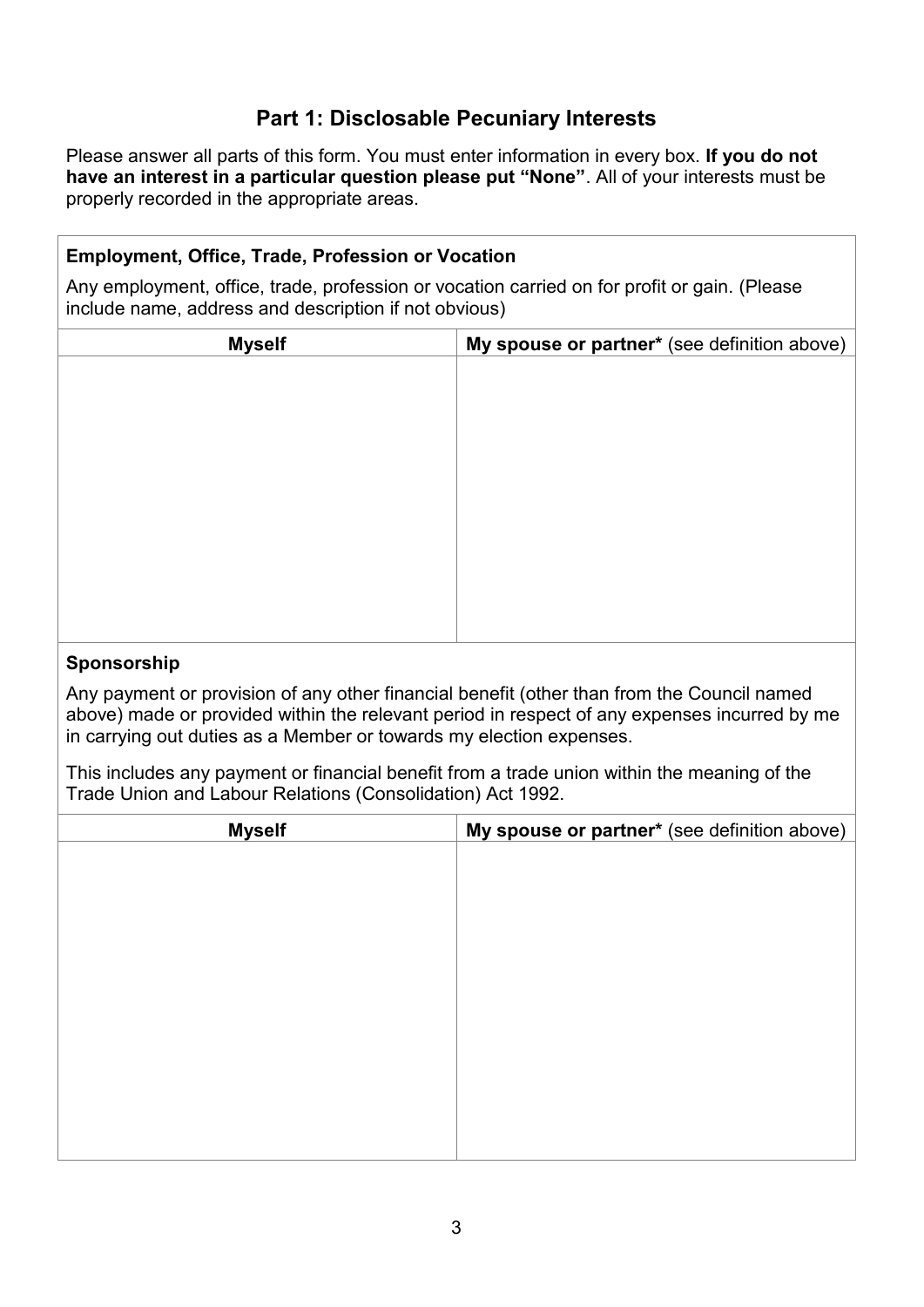## Part 1: Disclosable Pecuniary Interests

Please answer all parts of this form. You must enter information in every box. **If you do not have an interest in a particular question please put "None"**. All of your interests must be properly recorded in the appropriate areas.

**Employment, Office, Trade, Profession or Vocation**

Any employment, office, trade, profession or vocation carried on for profit or gain. (Please include name, address and description if not obvious)

| **Myself** | **My spouse or partner*** (see definition above) |
|---|---|
| | |

**Sponsorship**

Any payment or provision of any other financial benefit (other than from the Council named above) made or provided within the relevant period in respect of any expenses incurred by me in carrying out duties as a Member or towards my election expenses.

This includes any payment or financial benefit from a trade union within the meaning of the Trade Union and Labour Relations (Consolidation) Act 1992.

| **Myself** | **My spouse or partner*** (see definition above) |
|---|---|
| | |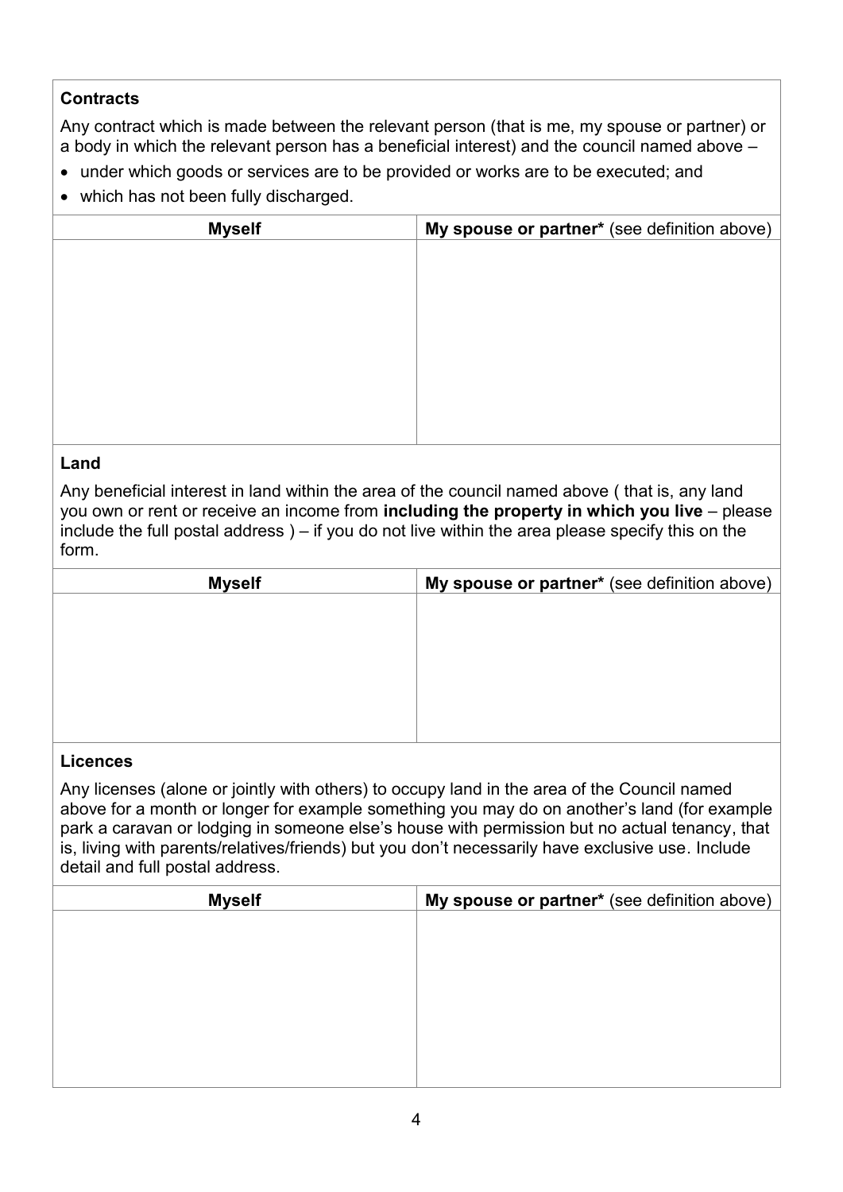**Contracts**

Any contract which is made between the relevant person (that is me, my spouse or partner) or a body in which the relevant person has a beneficial interest) and the council named above –

- under which goods or services are to be provided or works are to be executed; and
- which has not been fully discharged.

| **Myself** | **My spouse or partner*** (see definition above) |
| --- | --- |
| | |

**Land**

Any beneficial interest in land within the area of the council named above ( that is, any land you own or rent or receive an income from **including the property in which you live** – please include the full postal address ) – if you do not live within the area please specify this on the form.

| **Myself** | **My spouse or partner*** (see definition above) |
| --- | --- |
| | |

**Licences**

Any licenses (alone or jointly with others) to occupy land in the area of the Council named above for a month or longer for example something you may do on another's land (for example park a caravan or lodging in someone else's house with permission but no actual tenancy, that is, living with parents/relatives/friends) but you don't necessarily have exclusive use. Include detail and full postal address.

| **Myself** | **My spouse or partner*** (see definition above) |
| --- | --- |
| | |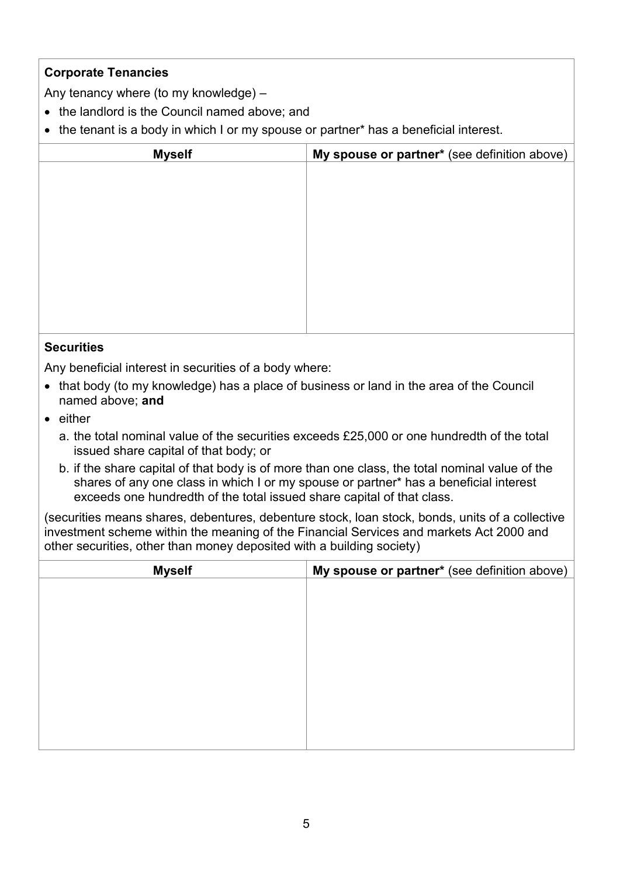**Corporate Tenancies**

Any tenancy where (to my knowledge) –

- the landlord is the Council named above; and
- the tenant is a body in which I or my spouse or partner* has a beneficial interest.

| **Myself** | **My spouse or partner*** (see definition above) |
| --- | --- |
| | |

**Securities**

Any beneficial interest in securities of a body where:

- that body (to my knowledge) has a place of business or land in the area of the Council named above; **and**
- either
  a. the total nominal value of the securities exceeds £25,000 or one hundredth of the total issued share capital of that body; or
  b. if the share capital of that body is of more than one class, the total nominal value of the shares of any one class in which I or my spouse or partner* has a beneficial interest exceeds one hundredth of the total issued share capital of that class.

(securities means shares, debentures, debenture stock, loan stock, bonds, units of a collective investment scheme within the meaning of the Financial Services and markets Act 2000 and other securities, other than money deposited with a building society)

| **Myself** | **My spouse or partner*** (see definition above) |
| --- | --- |
| | |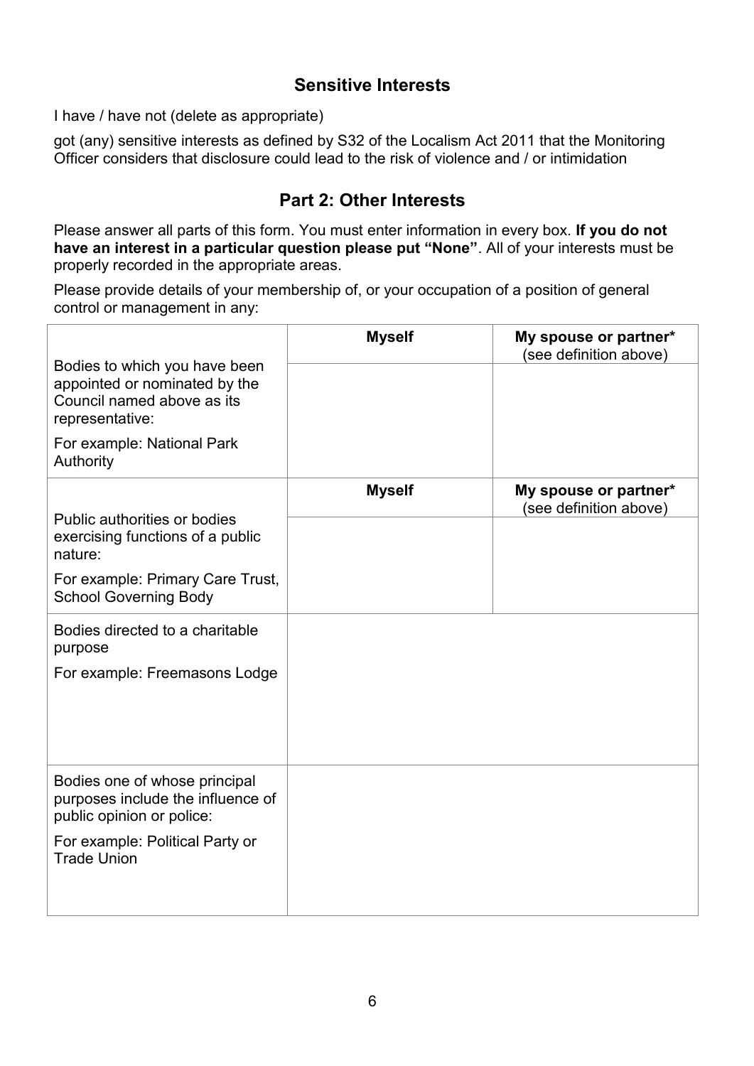## Sensitive Interests

I have / have not (delete as appropriate)

got (any) sensitive interests as defined by S32 of the Localism Act 2011 that the Monitoring Officer considers that disclosure could lead to the risk of violence and / or intimidation

## Part 2: Other Interests

Please answer all parts of this form. You must enter information in every box. **If you do not have an interest in a particular question please put "None"**. All of your interests must be properly recorded in the appropriate areas.

Please provide details of your membership of, or your occupation of a position of general control or management in any:

| | | |
|---|---|---|
| Bodies to which you have been appointed or nominated by the Council named above as its representative:<br><br>For example: National Park Authority | **Myself** | **My spouse or partner*** (see definition above) |
| | | |
| Public authorities or bodies exercising functions of a public nature:<br><br>For example: Primary Care Trust, School Governing Body | **Myself** | **My spouse or partner*** (see definition above) |
| | | |
| Bodies directed to a charitable purpose<br><br>For example: Freemasons Lodge | | |
| Bodies one of whose principal purposes include the influence of public opinion or police:<br><br>For example: Political Party or Trade Union | | |